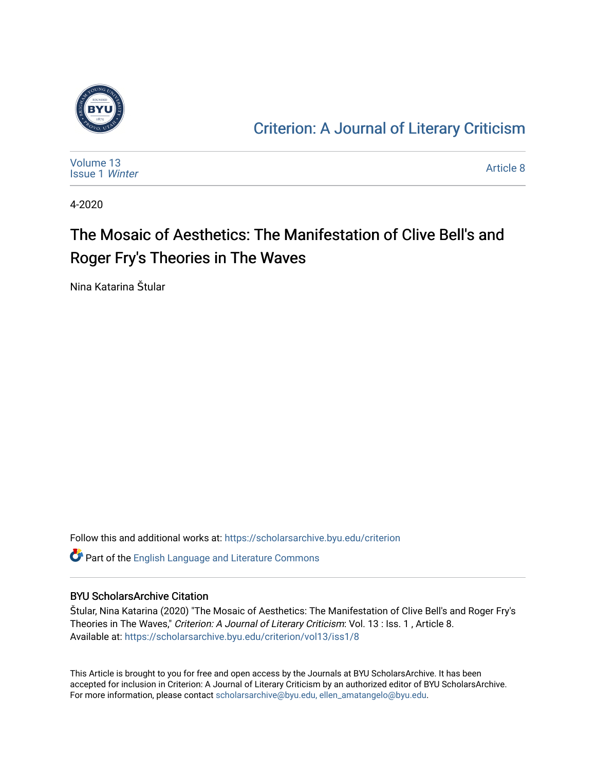Criterion: A Journal of Literary Criticism

Volume 13
Issue 1 *Winter*

Article 8

4-2020

# The Mosaic of Aesthetics: The Manifestation of Clive Bell's and Roger Fry's Theories in The Waves

Nina Katarina Študar

Follow this and additional works at: https://scholarsarchive.byu.edu/criterion

Part of the English Language and Literature Commons

## BYU ScholarsArchive Citation

Študar, Nina Katarina (2020) "The Mosaic of Aesthetics: The Manifestation of Clive Bell's and Roger Fry's Theories in The Waves," *Criterion: A Journal of Literary Criticism*: Vol. 13 : Iss. 1 , Article 8.
Available at: https://scholarsarchive.byu.edu/criterion/vol13/iss1/8

This Article is brought to you for free and open access by the Journals at BYU ScholarsArchive. It has been accepted for inclusion in Criterion: A Journal of Literary Criticism by an authorized editor of BYU ScholarsArchive. For more information, please contact scholarsarchive@byu.edu, ellen_amatangelo@byu.edu.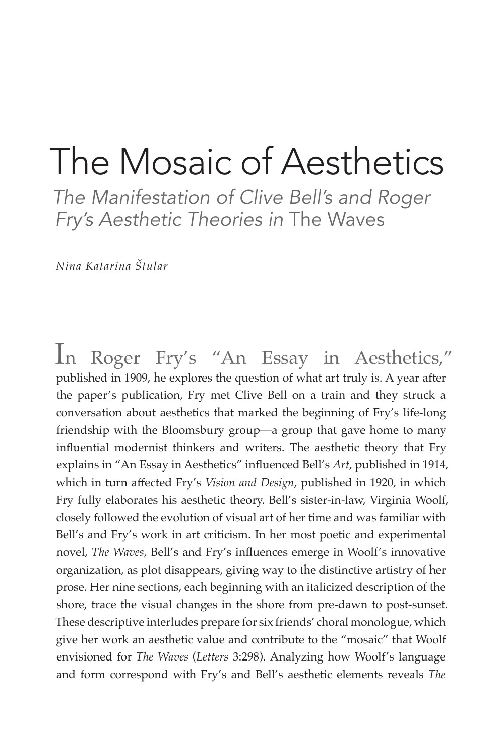# The Mosaic of Aesthetics

## *The Manifestation of Clive Bell's and Roger Fry's Aesthetic Theories in* The Waves

*Nina Katarina Štular*

In Roger Fry's "An Essay in Aesthetics," published in 1909, he explores the question of what art truly is. A year after the paper's publication, Fry met Clive Bell on a train and they struck a conversation about aesthetics that marked the beginning of Fry's life-long friendship with the Bloomsbury group—a group that gave home to many influential modernist thinkers and writers. The aesthetic theory that Fry explains in "An Essay in Aesthetics" influenced Bell's *Art*, published in 1914, which in turn affected Fry's *Vision and Design*, published in 1920, in which Fry fully elaborates his aesthetic theory. Bell's sister-in-law, Virginia Woolf, closely followed the evolution of visual art of her time and was familiar with Bell's and Fry's work in art criticism. In her most poetic and experimental novel, *The Waves*, Bell's and Fry's influences emerge in Woolf's innovative organization, as plot disappears, giving way to the distinctive artistry of her prose. Her nine sections, each beginning with an italicized description of the shore, trace the visual changes in the shore from pre-dawn to post-sunset. These descriptive interludes prepare for six friends' choral monologue, which give her work an aesthetic value and contribute to the "mosaic" that Woolf envisioned for *The Waves* (*Letters* 3:298). Analyzing how Woolf's language and form correspond with Fry's and Bell's aesthetic elements reveals *The*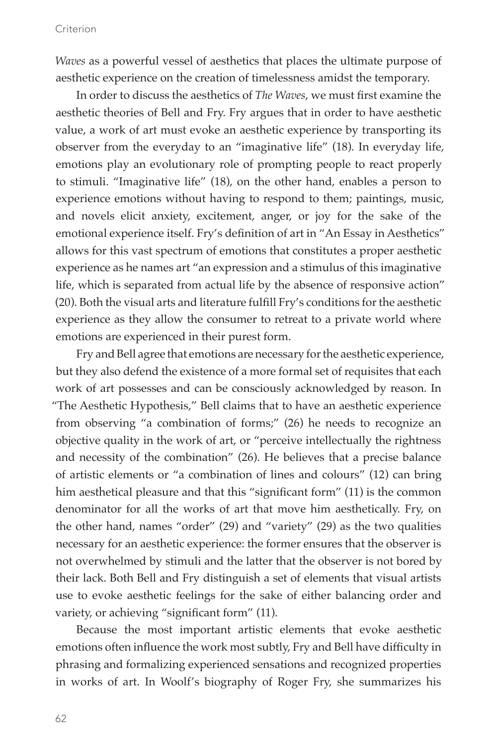*Waves* as a powerful vessel of aesthetics that places the ultimate purpose of aesthetic experience on the creation of timelessness amidst the temporary.

In order to discuss the aesthetics of *The Waves*, we must first examine the aesthetic theories of Bell and Fry. Fry argues that in order to have aesthetic value, a work of art must evoke an aesthetic experience by transporting its observer from the everyday to an "imaginative life" (18). In everyday life, emotions play an evolutionary role of prompting people to react properly to stimuli. "Imaginative life" (18), on the other hand, enables a person to experience emotions without having to respond to them; paintings, music, and novels elicit anxiety, excitement, anger, or joy for the sake of the emotional experience itself. Fry's definition of art in "An Essay in Aesthetics" allows for this vast spectrum of emotions that constitutes a proper aesthetic experience as he names art "an expression and a stimulus of this imaginative life, which is separated from actual life by the absence of responsive action" (20). Both the visual arts and literature fulfill Fry's conditions for the aesthetic experience as they allow the consumer to retreat to a private world where emotions are experienced in their purest form.

Fry and Bell agree that emotions are necessary for the aesthetic experience, but they also defend the existence of a more formal set of requisites that each work of art possesses and can be consciously acknowledged by reason. In "The Aesthetic Hypothesis," Bell claims that to have an aesthetic experience from observing "a combination of forms;" (26) he needs to recognize an objective quality in the work of art, or "perceive intellectually the rightness and necessity of the combination" (26). He believes that a precise balance of artistic elements or "a combination of lines and colours" (12) can bring him aesthetical pleasure and that this "significant form" (11) is the common denominator for all the works of art that move him aesthetically. Fry, on the other hand, names "order" (29) and "variety" (29) as the two qualities necessary for an aesthetic experience: the former ensures that the observer is not overwhelmed by stimuli and the latter that the observer is not bored by their lack. Both Bell and Fry distinguish a set of elements that visual artists use to evoke aesthetic feelings for the sake of either balancing order and variety, or achieving "significant form" (11).

Because the most important artistic elements that evoke aesthetic emotions often influence the work most subtly, Fry and Bell have difficulty in phrasing and formalizing experienced sensations and recognized properties in works of art. In Woolf's biography of Roger Fry, she summarizes his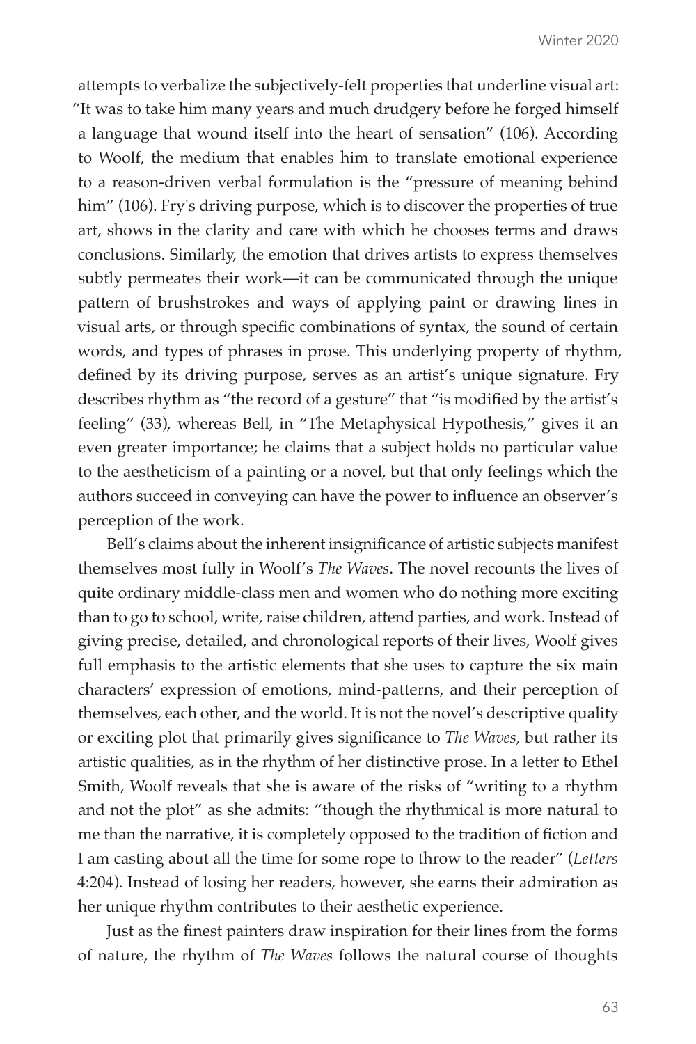attempts to verbalize the subjectively-felt properties that underline visual art: "It was to take him many years and much drudgery before he forged himself a language that wound itself into the heart of sensation" (106). According to Woolf, the medium that enables him to translate emotional experience to a reason-driven verbal formulation is the "pressure of meaning behind him" (106). Fry's driving purpose, which is to discover the properties of true art, shows in the clarity and care with which he chooses terms and draws conclusions. Similarly, the emotion that drives artists to express themselves subtly permeates their work—it can be communicated through the unique pattern of brushstrokes and ways of applying paint or drawing lines in visual arts, or through specific combinations of syntax, the sound of certain words, and types of phrases in prose. This underlying property of rhythm, defined by its driving purpose, serves as an artist's unique signature. Fry describes rhythm as "the record of a gesture" that "is modified by the artist's feeling" (33), whereas Bell, in "The Metaphysical Hypothesis," gives it an even greater importance; he claims that a subject holds no particular value to the aestheticism of a painting or a novel, but that only feelings which the authors succeed in conveying can have the power to influence an observer's perception of the work.

Bell's claims about the inherent insignificance of artistic subjects manifest themselves most fully in Woolf's *The Waves*. The novel recounts the lives of quite ordinary middle-class men and women who do nothing more exciting than to go to school, write, raise children, attend parties, and work. Instead of giving precise, detailed, and chronological reports of their lives, Woolf gives full emphasis to the artistic elements that she uses to capture the six main characters' expression of emotions, mind-patterns, and their perception of themselves, each other, and the world. It is not the novel's descriptive quality or exciting plot that primarily gives significance to *The Waves,* but rather its artistic qualities, as in the rhythm of her distinctive prose. In a letter to Ethel Smith, Woolf reveals that she is aware of the risks of "writing to a rhythm and not the plot" as she admits: "though the rhythmical is more natural to me than the narrative, it is completely opposed to the tradition of fiction and I am casting about all the time for some rope to throw to the reader" (*Letters* 4:204). Instead of losing her readers, however, she earns their admiration as her unique rhythm contributes to their aesthetic experience.

Just as the finest painters draw inspiration for their lines from the forms of nature, the rhythm of *The Waves* follows the natural course of thoughts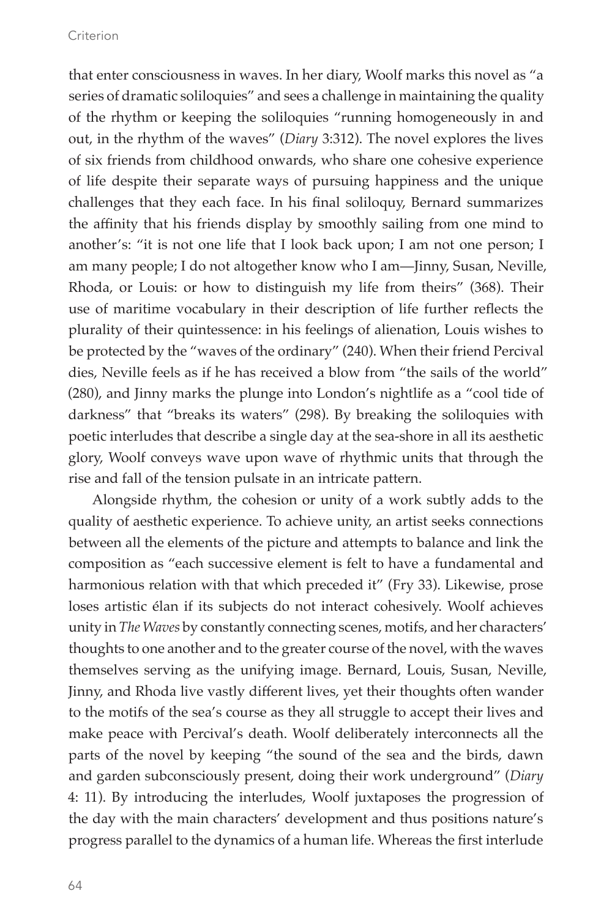that enter consciousness in waves. In her diary, Woolf marks this novel as "a series of dramatic soliloquies" and sees a challenge in maintaining the quality of the rhythm or keeping the soliloquies "running homogeneously in and out, in the rhythm of the waves" (*Diary* 3:312). The novel explores the lives of six friends from childhood onwards, who share one cohesive experience of life despite their separate ways of pursuing happiness and the unique challenges that they each face. In his final soliloquy, Bernard summarizes the affinity that his friends display by smoothly sailing from one mind to another's: "it is not one life that I look back upon; I am not one person; I am many people; I do not altogether know who I am—Jinny, Susan, Neville, Rhoda, or Louis: or how to distinguish my life from theirs" (368). Their use of maritime vocabulary in their description of life further reflects the plurality of their quintessence: in his feelings of alienation, Louis wishes to be protected by the "waves of the ordinary" (240). When their friend Percival dies, Neville feels as if he has received a blow from "the sails of the world" (280), and Jinny marks the plunge into London's nightlife as a "cool tide of darkness" that "breaks its waters" (298). By breaking the soliloquies with poetic interludes that describe a single day at the sea-shore in all its aesthetic glory, Woolf conveys wave upon wave of rhythmic units that through the rise and fall of the tension pulsate in an intricate pattern.

Alongside rhythm, the cohesion or unity of a work subtly adds to the quality of aesthetic experience. To achieve unity, an artist seeks connections between all the elements of the picture and attempts to balance and link the composition as "each successive element is felt to have a fundamental and harmonious relation with that which preceded it" (Fry 33). Likewise, prose loses artistic élan if its subjects do not interact cohesively. Woolf achieves unity in *The Waves* by constantly connecting scenes, motifs, and her characters' thoughts to one another and to the greater course of the novel, with the waves themselves serving as the unifying image. Bernard, Louis, Susan, Neville, Jinny, and Rhoda live vastly different lives, yet their thoughts often wander to the motifs of the sea's course as they all struggle to accept their lives and make peace with Percival's death. Woolf deliberately interconnects all the parts of the novel by keeping "the sound of the sea and the birds, dawn and garden subconsciously present, doing their work underground" (*Diary* 4: 11). By introducing the interludes, Woolf juxtaposes the progression of the day with the main characters' development and thus positions nature's progress parallel to the dynamics of a human life. Whereas the first interlude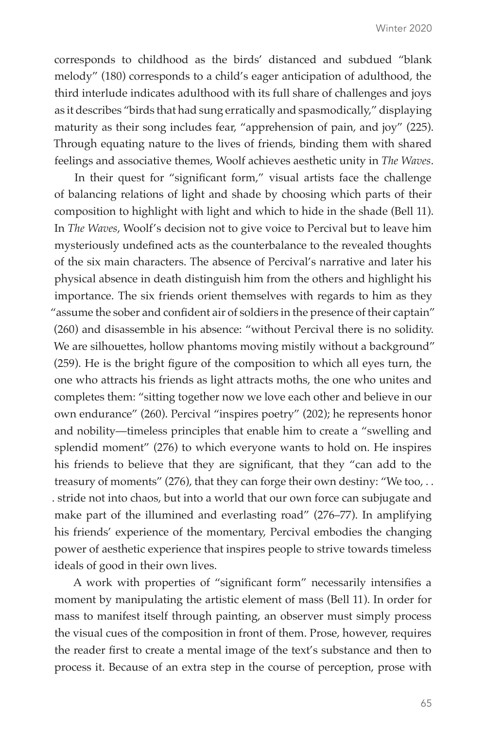corresponds to childhood as the birds' distanced and subdued "blank melody" (180) corresponds to a child's eager anticipation of adulthood, the third interlude indicates adulthood with its full share of challenges and joys as it describes "birds that had sung erratically and spasmodically," displaying maturity as their song includes fear, "apprehension of pain, and joy" (225). Through equating nature to the lives of friends, binding them with shared feelings and associative themes, Woolf achieves aesthetic unity in *The Waves*.

In their quest for "significant form," visual artists face the challenge of balancing relations of light and shade by choosing which parts of their composition to highlight with light and which to hide in the shade (Bell 11). In *The Waves*, Woolf's decision not to give voice to Percival but to leave him mysteriously undefined acts as the counterbalance to the revealed thoughts of the six main characters. The absence of Percival's narrative and later his physical absence in death distinguish him from the others and highlight his importance. The six friends orient themselves with regards to him as they "assume the sober and confident air of soldiers in the presence of their captain" (260) and disassemble in his absence: "without Percival there is no solidity. We are silhouettes, hollow phantoms moving mistily without a background" (259). He is the bright figure of the composition to which all eyes turn, the one who attracts his friends as light attracts moths, the one who unites and completes them: "sitting together now we love each other and believe in our own endurance" (260). Percival "inspires poetry" (202); he represents honor and nobility—timeless principles that enable him to create a "swelling and splendid moment" (276) to which everyone wants to hold on. He inspires his friends to believe that they are significant, that they "can add to the treasury of moments" (276), that they can forge their own destiny: "We too, . . . stride not into chaos, but into a world that our own force can subjugate and make part of the illumined and everlasting road" (276–77). In amplifying his friends' experience of the momentary, Percival embodies the changing power of aesthetic experience that inspires people to strive towards timeless ideals of good in their own lives.

A work with properties of "significant form" necessarily intensifies a moment by manipulating the artistic element of mass (Bell 11). In order for mass to manifest itself through painting, an observer must simply process the visual cues of the composition in front of them. Prose, however, requires the reader first to create a mental image of the text's substance and then to process it. Because of an extra step in the course of perception, prose with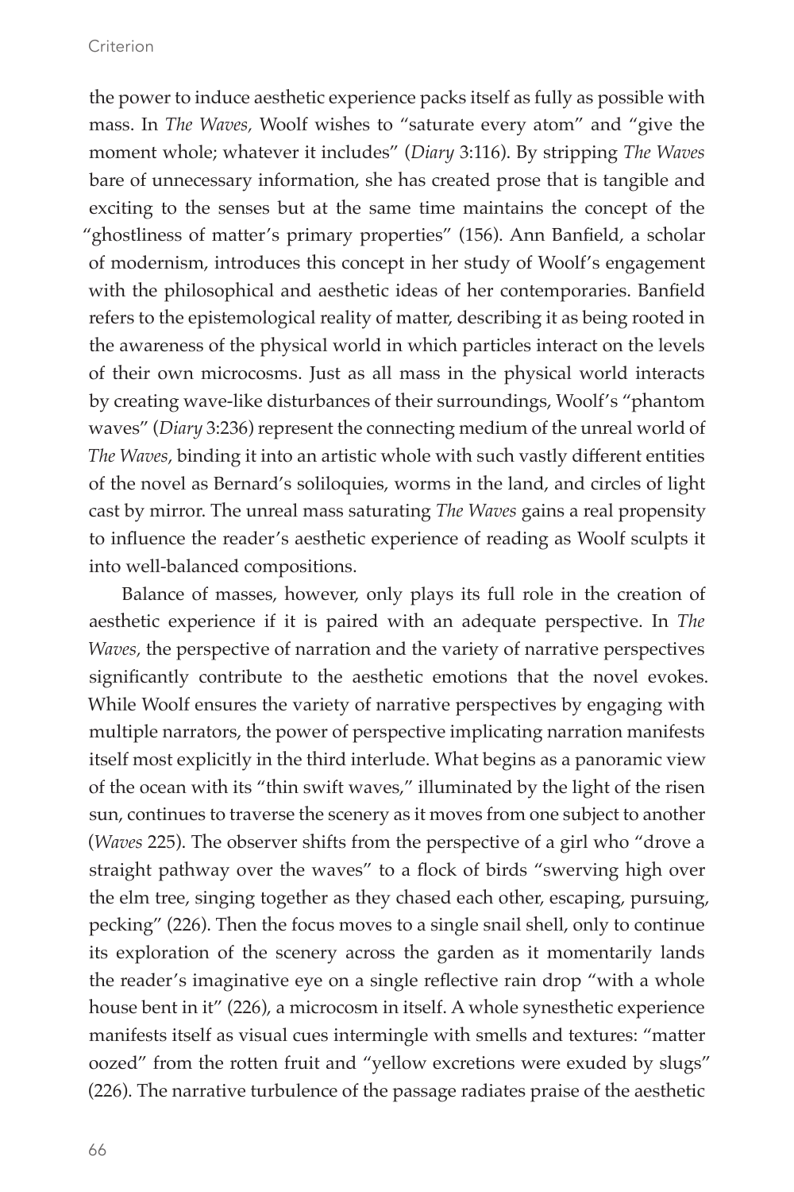the power to induce aesthetic experience packs itself as fully as possible with mass. In *The Waves,* Woolf wishes to "saturate every atom" and "give the moment whole; whatever it includes" (*Diary* 3:116). By stripping *The Waves* bare of unnecessary information, she has created prose that is tangible and exciting to the senses but at the same time maintains the concept of the "ghostliness of matter's primary properties" (156). Ann Banfield, a scholar of modernism, introduces this concept in her study of Woolf's engagement with the philosophical and aesthetic ideas of her contemporaries. Banfield refers to the epistemological reality of matter, describing it as being rooted in the awareness of the physical world in which particles interact on the levels of their own microcosms. Just as all mass in the physical world interacts by creating wave-like disturbances of their surroundings, Woolf's "phantom waves" (*Diary* 3:236) represent the connecting medium of the unreal world of *The Waves*, binding it into an artistic whole with such vastly different entities of the novel as Bernard's soliloquies, worms in the land, and circles of light cast by mirror. The unreal mass saturating *The Waves* gains a real propensity to influence the reader's aesthetic experience of reading as Woolf sculpts it into well-balanced compositions.

Balance of masses, however, only plays its full role in the creation of aesthetic experience if it is paired with an adequate perspective. In *The Waves,* the perspective of narration and the variety of narrative perspectives significantly contribute to the aesthetic emotions that the novel evokes. While Woolf ensures the variety of narrative perspectives by engaging with multiple narrators, the power of perspective implicating narration manifests itself most explicitly in the third interlude. What begins as a panoramic view of the ocean with its "thin swift waves," illuminated by the light of the risen sun, continues to traverse the scenery as it moves from one subject to another (*Waves* 225). The observer shifts from the perspective of a girl who "drove a straight pathway over the waves" to a flock of birds "swerving high over the elm tree, singing together as they chased each other, escaping, pursuing, pecking" (226). Then the focus moves to a single snail shell, only to continue its exploration of the scenery across the garden as it momentarily lands the reader's imaginative eye on a single reflective rain drop "with a whole house bent in it" (226), a microcosm in itself. A whole synesthetic experience manifests itself as visual cues intermingle with smells and textures: "matter oozed" from the rotten fruit and "yellow excretions were exuded by slugs" (226). The narrative turbulence of the passage radiates praise of the aesthetic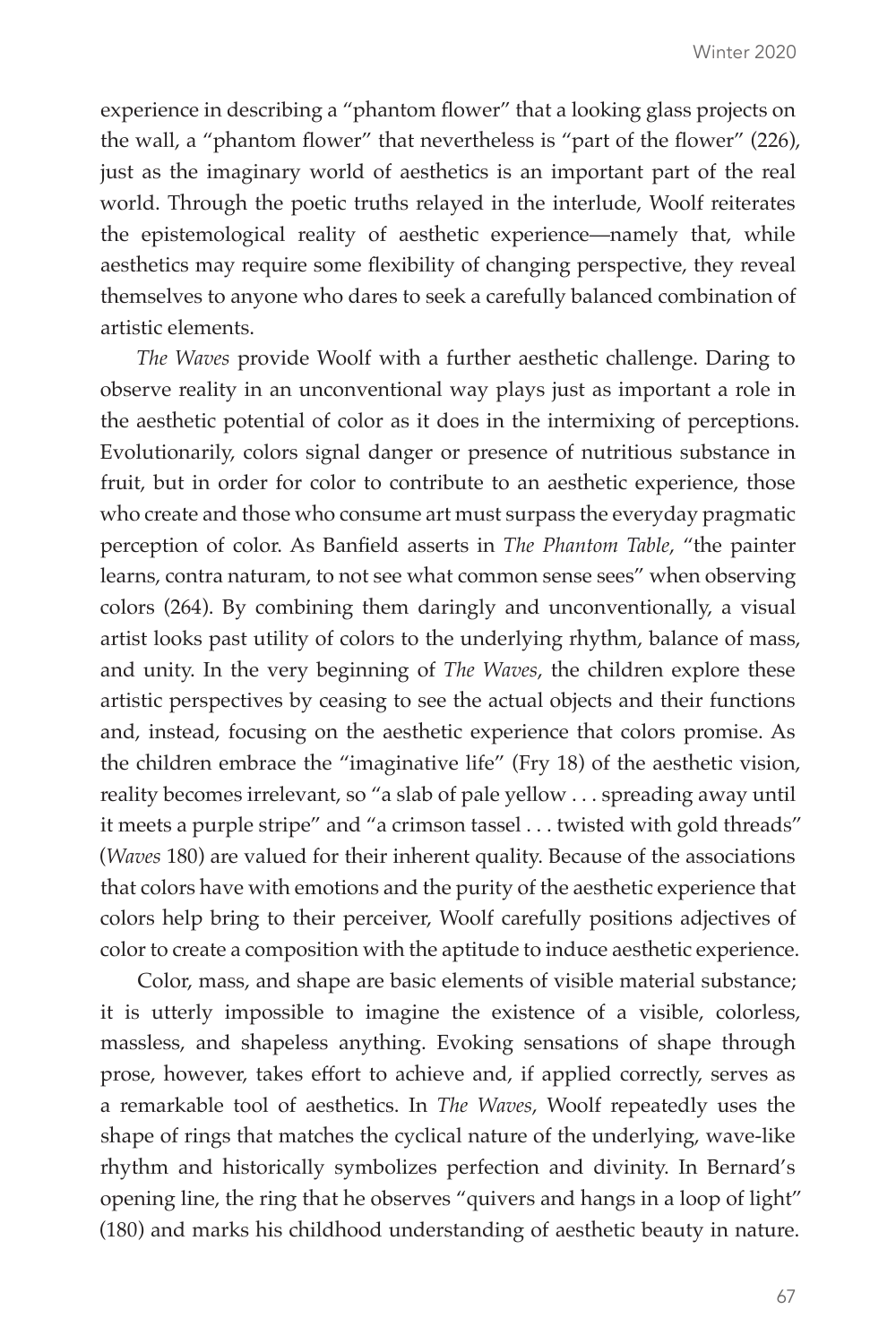experience in describing a "phantom flower" that a looking glass projects on the wall, a "phantom flower" that nevertheless is "part of the flower" (226), just as the imaginary world of aesthetics is an important part of the real world. Through the poetic truths relayed in the interlude, Woolf reiterates the epistemological reality of aesthetic experience—namely that, while aesthetics may require some flexibility of changing perspective, they reveal themselves to anyone who dares to seek a carefully balanced combination of artistic elements.

*The Waves* provide Woolf with a further aesthetic challenge. Daring to observe reality in an unconventional way plays just as important a role in the aesthetic potential of color as it does in the intermixing of perceptions. Evolutionarily, colors signal danger or presence of nutritious substance in fruit, but in order for color to contribute to an aesthetic experience, those who create and those who consume art must surpass the everyday pragmatic perception of color. As Banfield asserts in *The Phantom Table*, "the painter learns, contra naturam, to not see what common sense sees" when observing colors (264). By combining them daringly and unconventionally, a visual artist looks past utility of colors to the underlying rhythm, balance of mass, and unity. In the very beginning of *The Waves*, the children explore these artistic perspectives by ceasing to see the actual objects and their functions and, instead, focusing on the aesthetic experience that colors promise. As the children embrace the "imaginative life" (Fry 18) of the aesthetic vision, reality becomes irrelevant, so "a slab of pale yellow . . . spreading away until it meets a purple stripe" and "a crimson tassel . . . twisted with gold threads" (*Waves* 180) are valued for their inherent quality. Because of the associations that colors have with emotions and the purity of the aesthetic experience that colors help bring to their perceiver, Woolf carefully positions adjectives of color to create a composition with the aptitude to induce aesthetic experience.

Color, mass, and shape are basic elements of visible material substance; it is utterly impossible to imagine the existence of a visible, colorless, massless, and shapeless anything. Evoking sensations of shape through prose, however, takes effort to achieve and, if applied correctly, serves as a remarkable tool of aesthetics. In *The Waves*, Woolf repeatedly uses the shape of rings that matches the cyclical nature of the underlying, wave-like rhythm and historically symbolizes perfection and divinity. In Bernard's opening line, the ring that he observes "quivers and hangs in a loop of light" (180) and marks his childhood understanding of aesthetic beauty in nature.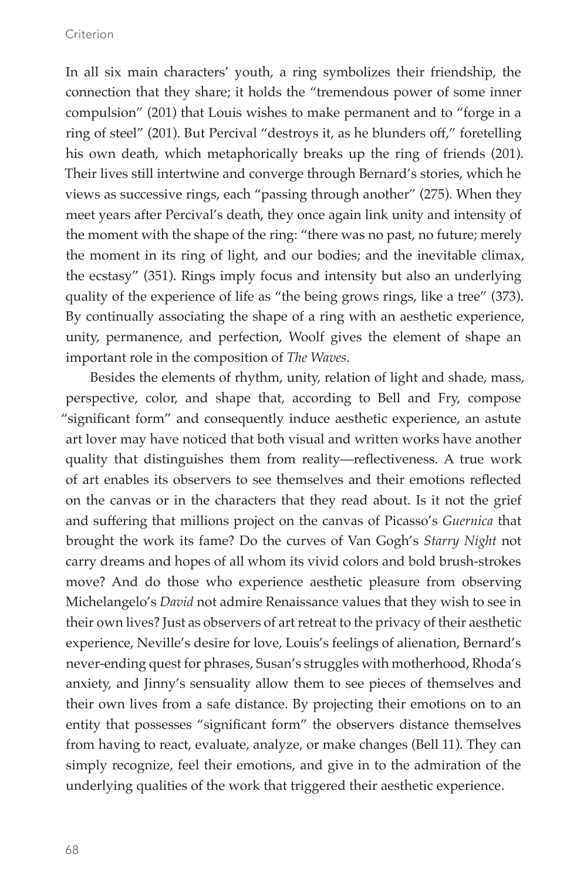In all six main characters' youth, a ring symbolizes their friendship, the connection that they share; it holds the "tremendous power of some inner compulsion" (201) that Louis wishes to make permanent and to "forge in a ring of steel" (201). But Percival "destroys it, as he blunders off," foretelling his own death, which metaphorically breaks up the ring of friends (201). Their lives still intertwine and converge through Bernard's stories, which he views as successive rings, each "passing through another" (275). When they meet years after Percival's death, they once again link unity and intensity of the moment with the shape of the ring: "there was no past, no future; merely the moment in its ring of light, and our bodies; and the inevitable climax, the ecstasy" (351). Rings imply focus and intensity but also an underlying quality of the experience of life as "the being grows rings, like a tree" (373). By continually associating the shape of a ring with an aesthetic experience, unity, permanence, and perfection, Woolf gives the element of shape an important role in the composition of *The Waves*.

Besides the elements of rhythm, unity, relation of light and shade, mass, perspective, color, and shape that, according to Bell and Fry, compose "significant form" and consequently induce aesthetic experience, an astute art lover may have noticed that both visual and written works have another quality that distinguishes them from reality—reflectiveness. A true work of art enables its observers to see themselves and their emotions reflected on the canvas or in the characters that they read about. Is it not the grief and suffering that millions project on the canvas of Picasso's *Guernica* that brought the work its fame? Do the curves of Van Gogh's *Starry Night* not carry dreams and hopes of all whom its vivid colors and bold brush-strokes move? And do those who experience aesthetic pleasure from observing Michelangelo's *David* not admire Renaissance values that they wish to see in their own lives? Just as observers of art retreat to the privacy of their aesthetic experience, Neville's desire for love, Louis's feelings of alienation, Bernard's never-ending quest for phrases, Susan's struggles with motherhood, Rhoda's anxiety, and Jinny's sensuality allow them to see pieces of themselves and their own lives from a safe distance. By projecting their emotions on to an entity that possesses "significant form" the observers distance themselves from having to react, evaluate, analyze, or make changes (Bell 11). They can simply recognize, feel their emotions, and give in to the admiration of the underlying qualities of the work that triggered their aesthetic experience.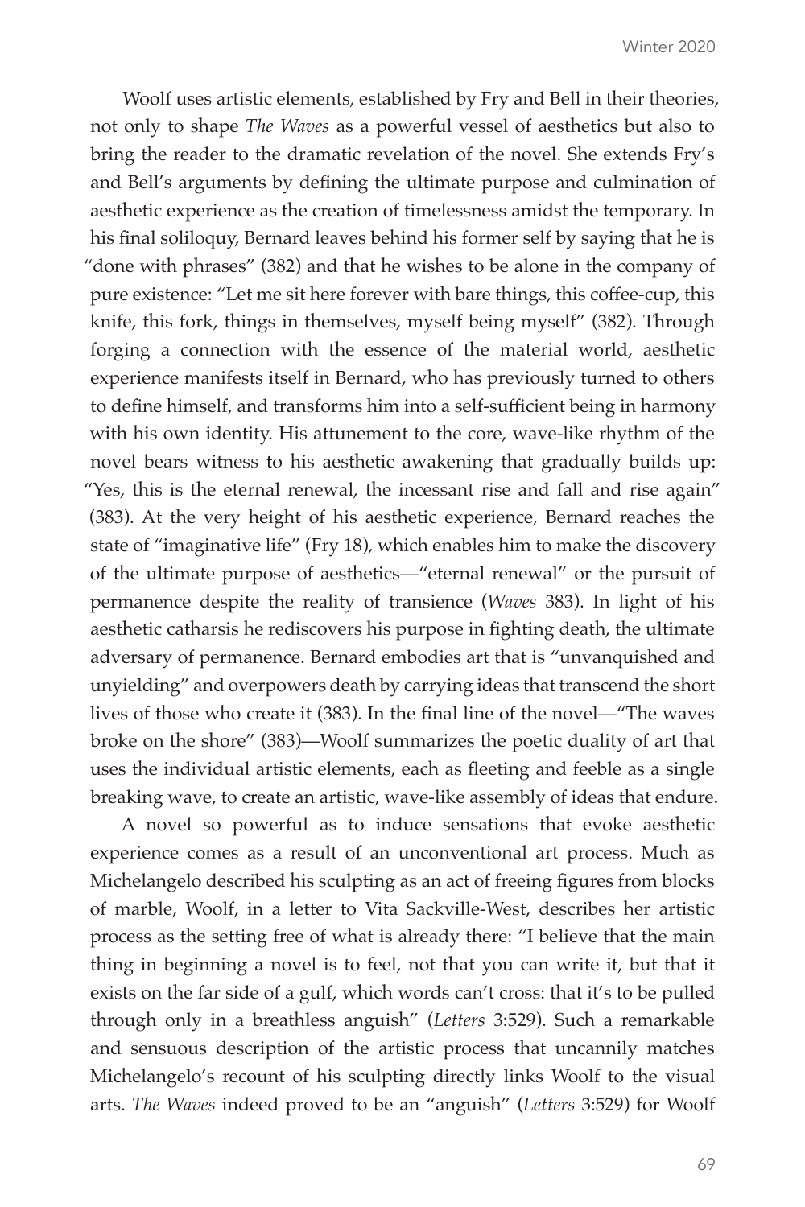Woolf uses artistic elements, established by Fry and Bell in their theories, not only to shape *The Waves* as a powerful vessel of aesthetics but also to bring the reader to the dramatic revelation of the novel. She extends Fry's and Bell's arguments by defining the ultimate purpose and culmination of aesthetic experience as the creation of timelessness amidst the temporary. In his final soliloquy, Bernard leaves behind his former self by saying that he is "done with phrases" (382) and that he wishes to be alone in the company of pure existence: "Let me sit here forever with bare things, this coffee-cup, this knife, this fork, things in themselves, myself being myself" (382). Through forging a connection with the essence of the material world, aesthetic experience manifests itself in Bernard, who has previously turned to others to define himself, and transforms him into a self-sufficient being in harmony with his own identity. His attunement to the core, wave-like rhythm of the novel bears witness to his aesthetic awakening that gradually builds up: "Yes, this is the eternal renewal, the incessant rise and fall and rise again" (383). At the very height of his aesthetic experience, Bernard reaches the state of "imaginative life" (Fry 18), which enables him to make the discovery of the ultimate purpose of aesthetics—"eternal renewal" or the pursuit of permanence despite the reality of transience (*Waves* 383). In light of his aesthetic catharsis he rediscovers his purpose in fighting death, the ultimate adversary of permanence. Bernard embodies art that is "unvanquished and unyielding" and overpowers death by carrying ideas that transcend the short lives of those who create it (383). In the final line of the novel—"The waves broke on the shore" (383)—Woolf summarizes the poetic duality of art that uses the individual artistic elements, each as fleeting and feeble as a single breaking wave, to create an artistic, wave-like assembly of ideas that endure.

A novel so powerful as to induce sensations that evoke aesthetic experience comes as a result of an unconventional art process. Much as Michelangelo described his sculpting as an act of freeing figures from blocks of marble, Woolf, in a letter to Vita Sackville-West, describes her artistic process as the setting free of what is already there: "I believe that the main thing in beginning a novel is to feel, not that you can write it, but that it exists on the far side of a gulf, which words can't cross: that it's to be pulled through only in a breathless anguish" (*Letters* 3:529). Such a remarkable and sensuous description of the artistic process that uncannily matches Michelangelo's recount of his sculpting directly links Woolf to the visual arts. *The Waves* indeed proved to be an "anguish" (*Letters* 3:529) for Woolf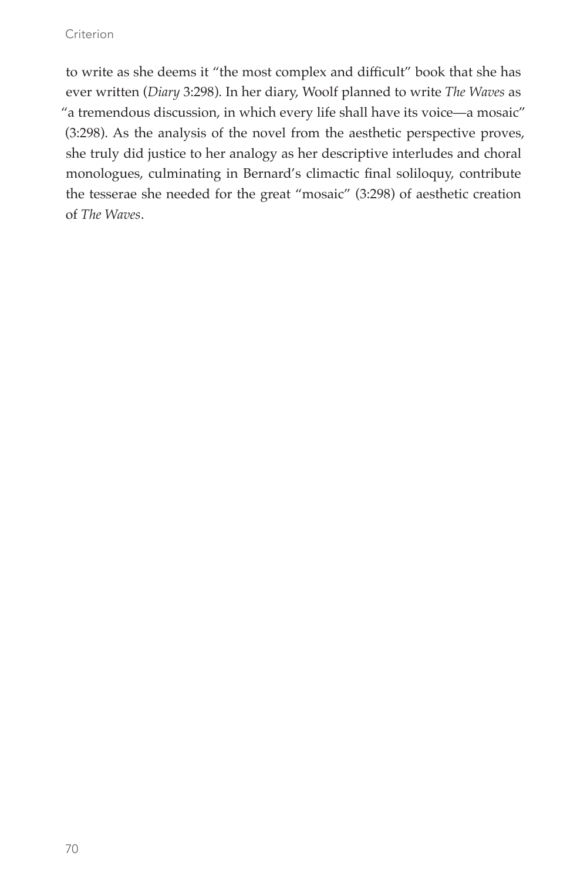to write as she deems it "the most complex and difficult" book that she has ever written (*Diary* 3:298). In her diary, Woolf planned to write *The Waves* as "a tremendous discussion, in which every life shall have its voice—a mosaic" (3:298). As the analysis of the novel from the aesthetic perspective proves, she truly did justice to her analogy as her descriptive interludes and choral monologues, culminating in Bernard's climactic final soliloquy, contribute the tesserae she needed for the great "mosaic" (3:298) of aesthetic creation of *The Waves*.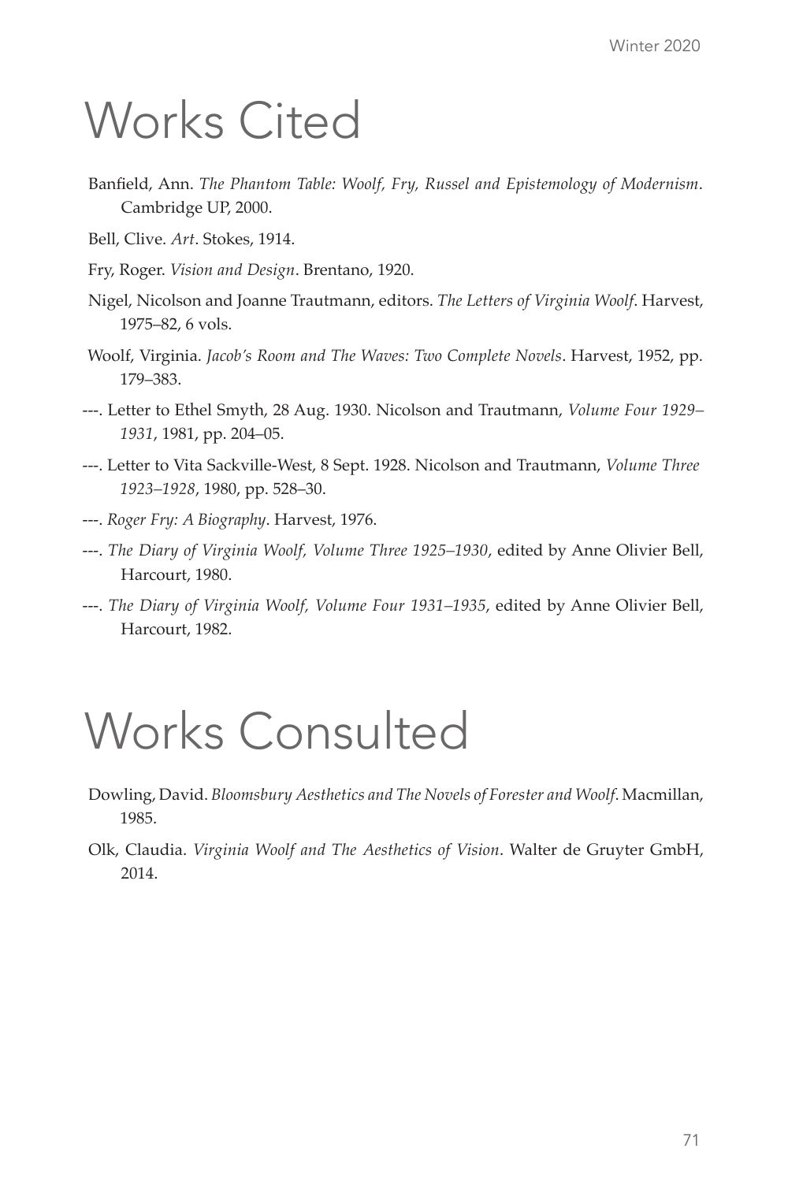# Works Cited

Banfield, Ann. *The Phantom Table: Woolf, Fry, Russel and Epistemology of Modernism*. Cambridge UP, 2000.

Bell, Clive. *Art*. Stokes, 1914.

Fry, Roger. *Vision and Design*. Brentano, 1920.

Nigel, Nicolson and Joanne Trautmann, editors. *The Letters of Virginia Woolf*. Harvest, 1975–82, 6 vols.

Woolf, Virginia. *Jacob's Room and The Waves: Two Complete Novels*. Harvest, 1952, pp. 179–383.

---. Letter to Ethel Smyth, 28 Aug. 1930. Nicolson and Trautmann, *Volume Four 1929–1931*, 1981, pp. 204–05.

---. Letter to Vita Sackville-West, 8 Sept. 1928. Nicolson and Trautmann, *Volume Three 1923–1928*, 1980, pp. 528–30.

---. *Roger Fry: A Biography*. Harvest, 1976.

---. *The Diary of Virginia Woolf, Volume Three 1925–1930*, edited by Anne Olivier Bell, Harcourt, 1980.

---. *The Diary of Virginia Woolf, Volume Four 1931–1935*, edited by Anne Olivier Bell, Harcourt, 1982.

# Works Consulted

Dowling, David. *Bloomsbury Aesthetics and The Novels of Forester and Woolf*. Macmillan, 1985.

Olk, Claudia. *Virginia Woolf and The Aesthetics of Vision*. Walter de Gruyter GmbH, 2014.